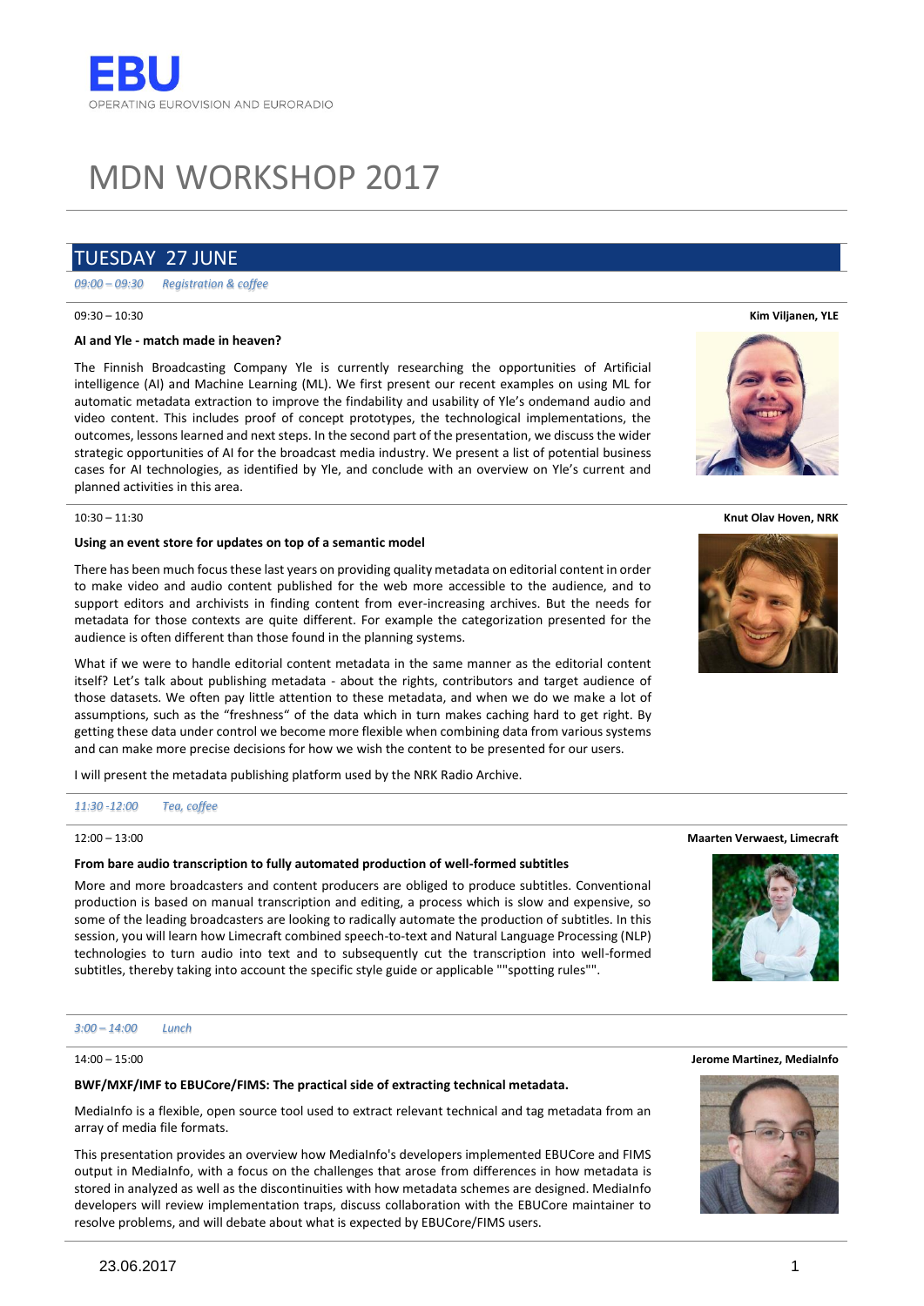EBU

OPERATING EUROVISION AND EURORADIO

# MDN WORKSHOP 2017

## TUESDAY 27 JUNE

*09:00 – 09:30 Registration & coffee*

---

09:30 – 10:30

**Kim Viljanen, YLE**

**AI and Yle - match made in heaven?**

The Finnish Broadcasting Company Yle is currently researching the opportunities of Artificial intelligence (AI) and Machine Learning (ML). We first present our recent examples on using ML for automatic metadata extraction to improve the findability and usability of Yle's ondemand audio and video content. This includes proof of concept prototypes, the technological implementations, the outcomes, lessons learned and next steps. In the second part of the presentation, we discuss the wider strategic opportunities of AI for the broadcast media industry. We present a list of potential business cases for AI technologies, as identified by Yle, and conclude with an overview on Yle's current and planned activities in this area.

---

10:30 – 11:30

**Knut Olav Hoven, NRK**

**Using an event store for updates on top of a semantic model**

There has been much focus these last years on providing quality metadata on editorial content in order to make video and audio content published for the web more accessible to the audience, and to support editors and archivists in finding content from ever-increasing archives. But the needs for metadata for those contexts are quite different. For example the categorization presented for the audience is often different than those found in the planning systems.

What if we were to handle editorial content metadata in the same manner as the editorial content itself? Let's talk about publishing metadata - about the rights, contributors and target audience of those datasets. We often pay little attention to these metadata, and when we do we make a lot of assumptions, such as the "freshness" of the data which in turn makes caching hard to get right. By getting these data under control we become more flexible when combining data from various systems and can make more precise decisions for how we wish the content to be presented for our users.

I will present the metadata publishing platform used by the NRK Radio Archive.

---

*11:30 -12:00 Tea, coffee*

---

12:00 – 13:00

**Maarten Verwaest, Limecraft**

**From bare audio transcription to fully automated production of well-formed subtitles**

More and more broadcasters and content producers are obliged to produce subtitles. Conventional production is based on manual transcription and editing, a process which is slow and expensive, so some of the leading broadcasters are looking to radically automate the production of subtitles. In this session, you will learn how Limecraft combined speech-to-text and Natural Language Processing (NLP) technologies to turn audio into text and to subsequently cut the transcription into well-formed subtitles, thereby taking into account the specific style guide or applicable ""spotting rules"".

---

*3:00 – 14:00 Lunch*

---

14:00 – 15:00

**Jerome Martinez, MediaInfo**

**BWF/MXF/IMF to EBUCore/FIMS: The practical side of extracting technical metadata.**

MediaInfo is a flexible, open source tool used to extract relevant technical and tag metadata from an array of media file formats.

This presentation provides an overview how MediaInfo's developers implemented EBUCore and FIMS output in MediaInfo, with a focus on the challenges that arose from differences in how metadata is stored in analyzed as well as the discontinuities with how metadata schemes are designed. MediaInfo developers will review implementation traps, discuss collaboration with the EBUCore maintainer to resolve problems, and will debate about what is expected by EBUCore/FIMS users.

23.06.2017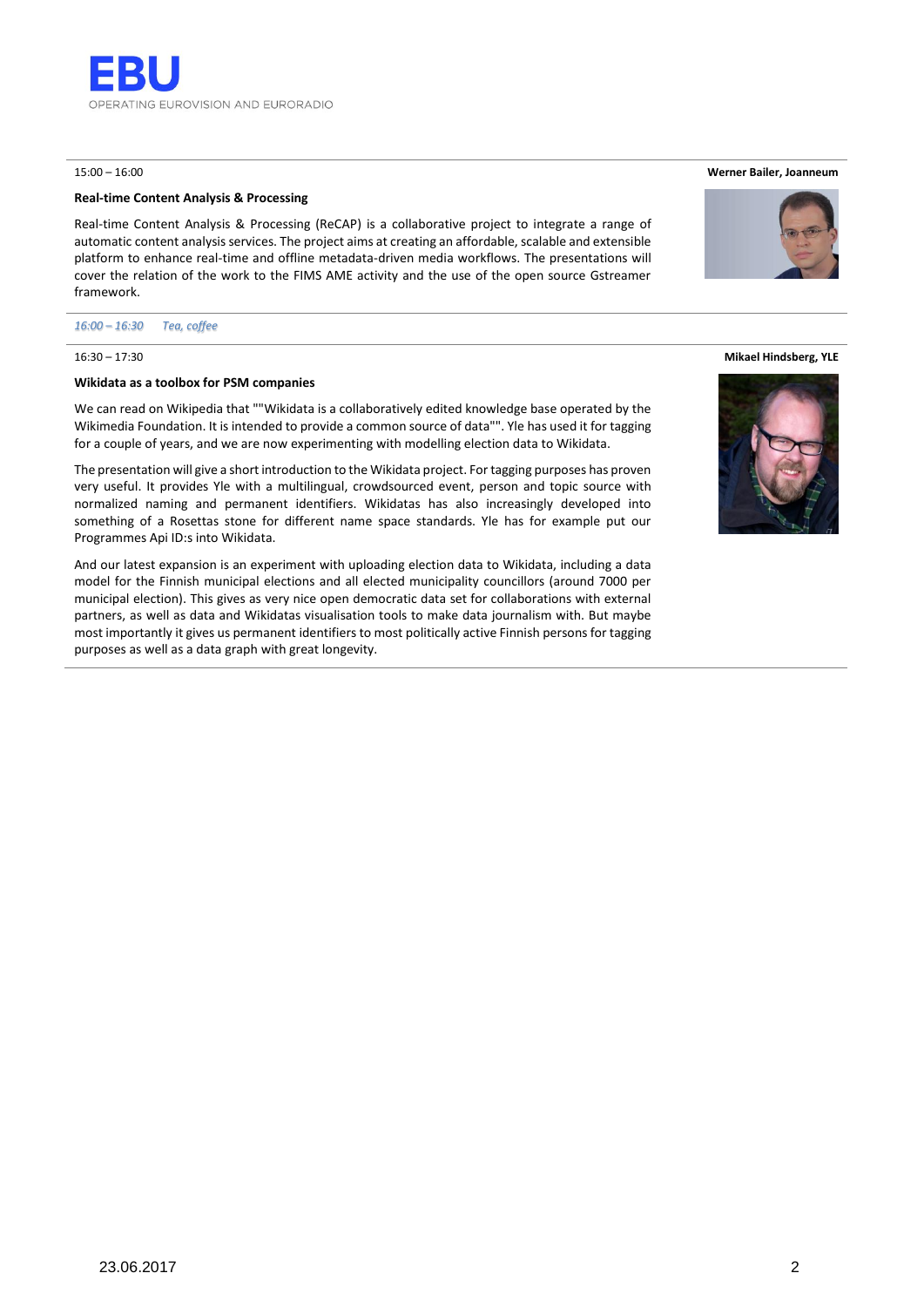15:00 – 16:00

**Werner Bailer, Joanneum**

**Real-time Content Analysis & Processing**

Real-time Content Analysis & Processing (ReCAP) is a collaborative project to integrate a range of automatic content analysis services. The project aims at creating an affordable, scalable and extensible platform to enhance real-time and offline metadata-driven media workflows. The presentations will cover the relation of the work to the FIMS AME activity and the use of the open source Gstreamer framework.

*16:00 – 16:30 Tea, coffee*

16:30 – 17:30

**Mikael Hindsberg, YLE**

**Wikidata as a toolbox for PSM companies**

We can read on Wikipedia that ""Wikidata is a collaboratively edited knowledge base operated by the Wikimedia Foundation. It is intended to provide a common source of data"". Yle has used it for tagging for a couple of years, and we are now experimenting with modelling election data to Wikidata.

The presentation will give a short introduction to the Wikidata project. For tagging purposes has proven very useful. It provides Yle with a multilingual, crowdsourced event, person and topic source with normalized naming and permanent identifiers. Wikidatas has also increasingly developed into something of a Rosettas stone for different name space standards. Yle has for example put our Programmes Api ID:s into Wikidata.

And our latest expansion is an experiment with uploading election data to Wikidata, including a data model for the Finnish municipal elections and all elected municipality councillors (around 7000 per municipal election). This gives as very nice open democratic data set for collaborations with external partners, as well as data and Wikidatas visualisation tools to make data journalism with. But maybe most importantly it gives us permanent identifiers to most politically active Finnish persons for tagging purposes as well as a data graph with great longevity.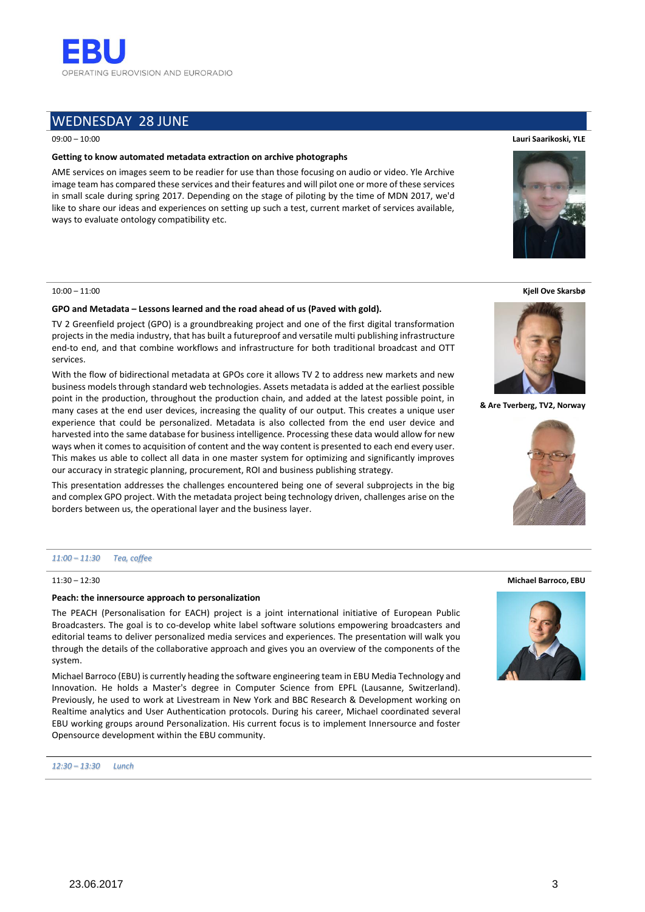## WEDNESDAY 28 JUNE

09:00 – 10:00

**Lauri Saarikoski, YLE**

**Getting to know automated metadata extraction on archive photographs**

AME services on images seem to be readier for use than those focusing on audio or video. Yle Archive image team has compared these services and their features and will pilot one or more of these services in small scale during spring 2017. Depending on the stage of piloting by the time of MDN 2017, we'd like to share our ideas and experiences on setting up such a test, current market of services available, ways to evaluate ontology compatibility etc.

---

10:00 – 11:00

**Kjell Ove Skarsbø**

**& Are Tverberg, TV2, Norway**

**GPO and Metadata – Lessons learned and the road ahead of us (Paved with gold).**

TV 2 Greenfield project (GPO) is a groundbreaking project and one of the first digital transformation projects in the media industry, that has built a futureproof and versatile multi publishing infrastructure end-to end, and that combine workflows and infrastructure for both traditional broadcast and OTT services.

With the flow of bidirectional metadata at GPOs core it allows TV 2 to address new markets and new business models through standard web technologies. Assets metadata is added at the earliest possible point in the production, throughout the production chain, and added at the latest possible point, in many cases at the end user devices, increasing the quality of our output. This creates a unique user experience that could be personalized. Metadata is also collected from the end user device and harvested into the same database for business intelligence. Processing these data would allow for new ways when it comes to acquisition of content and the way content is presented to each end every user. This makes us able to collect all data in one master system for optimizing and significantly improves our accuracy in strategic planning, procurement, ROI and business publishing strategy.

This presentation addresses the challenges encountered being one of several subprojects in the big and complex GPO project. With the metadata project being technology driven, challenges arise on the borders between us, the operational layer and the business layer.

---

*11:00 – 11:30 Tea, coffee*

---

11:30 – 12:30

**Michael Barroco, EBU**

**Peach: the innersource approach to personalization**

The PEACH (Personalisation for EACH) project is a joint international initiative of European Public Broadcasters. The goal is to co-develop white label software solutions empowering broadcasters and editorial teams to deliver personalized media services and experiences. The presentation will walk you through the details of the collaborative approach and gives you an overview of the components of the system.

Michael Barroco (EBU) is currently heading the software engineering team in EBU Media Technology and Innovation. He holds a Master's degree in Computer Science from EPFL (Lausanne, Switzerland). Previously, he used to work at Livestream in New York and BBC Research & Development working on Realtime analytics and User Authentication protocols. During his career, Michael coordinated several EBU working groups around Personalization. His current focus is to implement Innersource and foster Opensource development within the EBU community.

---

*12:30 – 13:30 Lunch*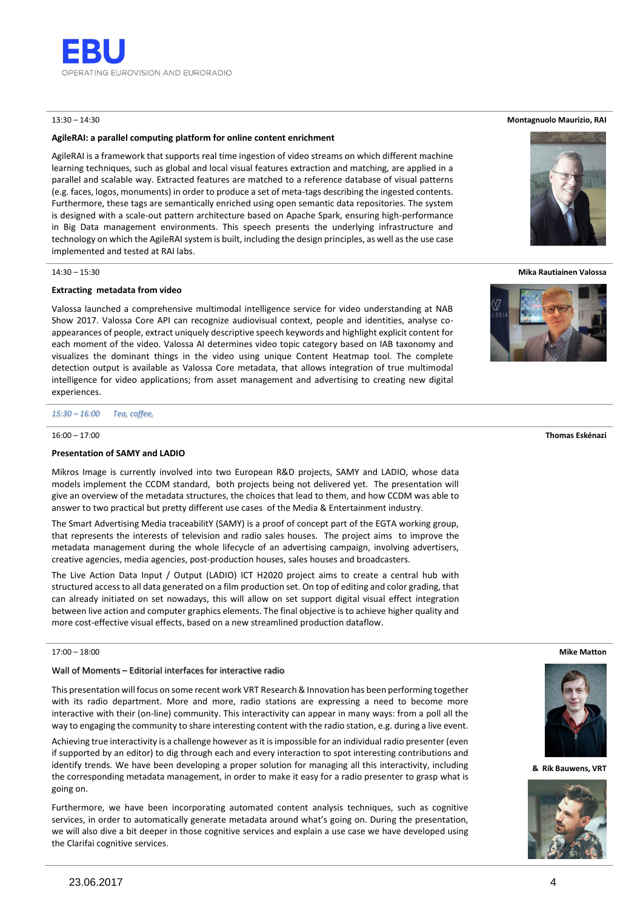13:30 – 14:30

**Montagnuolo Maurizio, RAI**

**AgileRAI: a parallel computing platform for online content enrichment**

AgileRAI is a framework that supports real time ingestion of video streams on which different machine learning techniques, such as global and local visual features extraction and matching, are applied in a parallel and scalable way. Extracted features are matched to a reference database of visual patterns (e.g. faces, logos, monuments) in order to produce a set of meta-tags describing the ingested contents. Furthermore, these tags are semantically enriched using open semantic data repositories. The system is designed with a scale-out pattern architecture based on Apache Spark, ensuring high-performance in Big Data management environments. This speech presents the underlying infrastructure and technology on which the AgileRAI system is built, including the design principles, as well as the use case implemented and tested at RAI labs.

14:30 – 15:30

**Mika Rautiainen Valossa**

**Extracting metadata from video**

Valossa launched a comprehensive multimodal intelligence service for video understanding at NAB Show 2017. Valossa Core API can recognize audiovisual context, people and identities, analyse co-appearances of people, extract uniquely descriptive speech keywords and highlight explicit content for each moment of the video. Valossa AI determines video topic category based on IAB taxonomy and visualizes the dominant things in the video using unique Content Heatmap tool. The complete detection output is available as Valossa Core metadata, that allows integration of true multimodal intelligence for video applications; from asset management and advertising to creating new digital experiences.

*15:30 – 16:00 Tea, coffee,*

16:00 – 17:00

**Thomas Eskénazi**

**Presentation of SAMY and LADIO**

Mikros Image is currently involved into two European R&D projects, SAMY and LADIO, whose data models implement the CCDM standard, both projects being not delivered yet. The presentation will give an overview of the metadata structures, the choices that lead to them, and how CCDM was able to answer to two practical but pretty different use cases of the Media & Entertainment industry.

The Smart Advertising Media traceabilitY (SAMY) is a proof of concept part of the EGTA working group, that represents the interests of television and radio sales houses. The project aims to improve the metadata management during the whole lifecycle of an advertising campaign, involving advertisers, creative agencies, media agencies, post-production houses, sales houses and broadcasters.

The Live Action Data Input / Output (LADIO) ICT H2020 project aims to create a central hub with structured access to all data generated on a film production set. On top of editing and color grading, that can already initiated on set nowadays, this will allow on set support digital visual effect integration between live action and computer graphics elements. The final objective is to achieve higher quality and more cost-effective visual effects, based on a new streamlined production dataflow.

17:00 – 18:00

**Mike Matton**

**& Rik Bauwens, VRT**

Wall of Moments – Editorial interfaces for interactive radio

This presentation will focus on some recent work VRT Research & Innovation has been performing together with its radio department. More and more, radio stations are expressing a need to become more interactive with their (on-line) community. This interactivity can appear in many ways: from a poll all the way to engaging the community to share interesting content with the radio station, e.g. during a live event.

Achieving true interactivity is a challenge however as it is impossible for an individual radio presenter (even if supported by an editor) to dig through each and every interaction to spot interesting contributions and identify trends. We have been developing a proper solution for managing all this interactivity, including the corresponding metadata management, in order to make it easy for a radio presenter to grasp what is going on.

Furthermore, we have been incorporating automated content analysis techniques, such as cognitive services, in order to automatically generate metadata around what's going on. During the presentation, we will also dive a bit deeper in those cognitive services and explain a use case we have developed using the Clarifai cognitive services.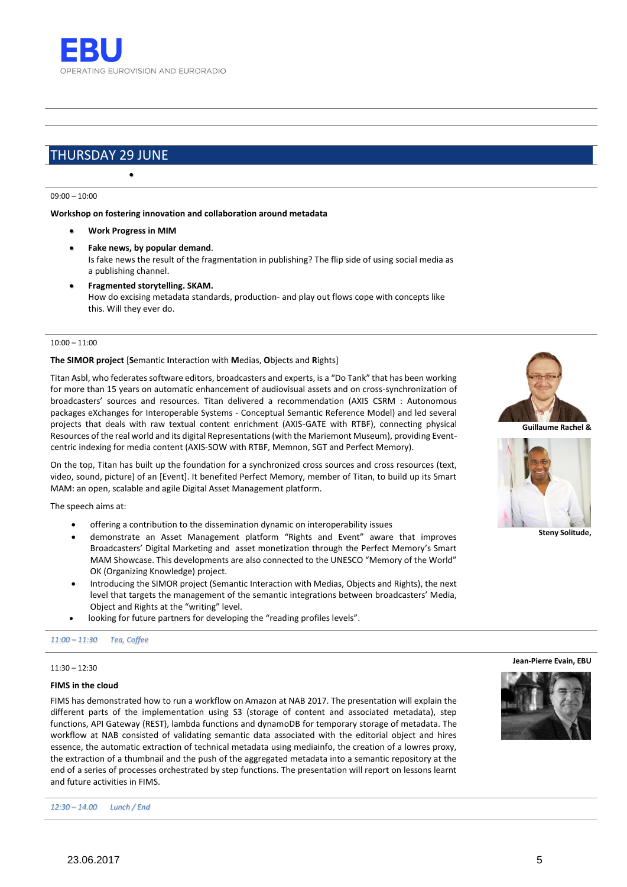# THURSDAY 29 JUNE

09:00 – 10:00

**Workshop on fostering innovation and collaboration around metadata**

- **Work Progress in MIM**
- **Fake news, by popular demand**.
  Is fake news the result of the fragmentation in publishing? The flip side of using social media as a publishing channel.
- **Fragmented storytelling. SKAM.**
  How do excising metadata standards, production- and play out flows cope with concepts like this. Will they ever do.

---

10:00 – 11:00

**The SIMOR project** [**S**emantic **I**nteraction with **M**edias, **O**bjects and **R**ights]

**Guillaume Rachel &**

**Steny Solitude,**

Titan Asbl, who federates software editors, broadcasters and experts, is a "Do Tank" that has been working for more than 15 years on automatic enhancement of audiovisual assets and on cross-synchronization of broadcasters' sources and resources. Titan delivered a recommendation (AXIS CSRM : Autonomous packages eXchanges for Interoperable Systems - Conceptual Semantic Reference Model) and led several projects that deals with raw textual content enrichment (AXIS-GATE with RTBF), connecting physical Resources of the real world and its digital Representations (with the Mariemont Museum), providing Event-centric indexing for media content (AXIS-SOW with RTBF, Memnon, SGT and Perfect Memory).

On the top, Titan has built up the foundation for a synchronized cross sources and cross resources (text, video, sound, picture) of an [Event]. It benefited Perfect Memory, member of Titan, to build up its Smart MAM: an open, scalable and agile Digital Asset Management platform.

The speech aims at:

- offering a contribution to the dissemination dynamic on interoperability issues
- demonstrate an Asset Management platform "Rights and Event" aware that improves Broadcasters' Digital Marketing and asset monetization through the Perfect Memory's Smart MAM Showcase. This developments are also connected to the UNESCO "Memory of the World" OK (Organizing Knowledge) project.
- Introducing the SIMOR project (Semantic Interaction with Medias, Objects and Rights), the next level that targets the management of the semantic integrations between broadcasters' Media, Object and Rights at the "writing" level.
- looking for future partners for developing the "reading profiles levels".

---

*11:00 – 11:30 Tea, Coffee*

---

11:30 – 12:30

**FIMS in the cloud**

**Jean-Pierre Evain, EBU**

FIMS has demonstrated how to run a workflow on Amazon at NAB 2017. The presentation will explain the different parts of the implementation using S3 (storage of content and associated metadata), step functions, API Gateway (REST), lambda functions and dynamoDB for temporary storage of metadata. The workflow at NAB consisted of validating semantic data associated with the editorial object and hires essence, the automatic extraction of technical metadata using mediainfo, the creation of a lowres proxy, the extraction of a thumbnail and the push of the aggregated metadata into a semantic repository at the end of a series of processes orchestrated by step functions. The presentation will report on lessons learnt and future activities in FIMS.

---

*12:30 – 14.00 Lunch / End*